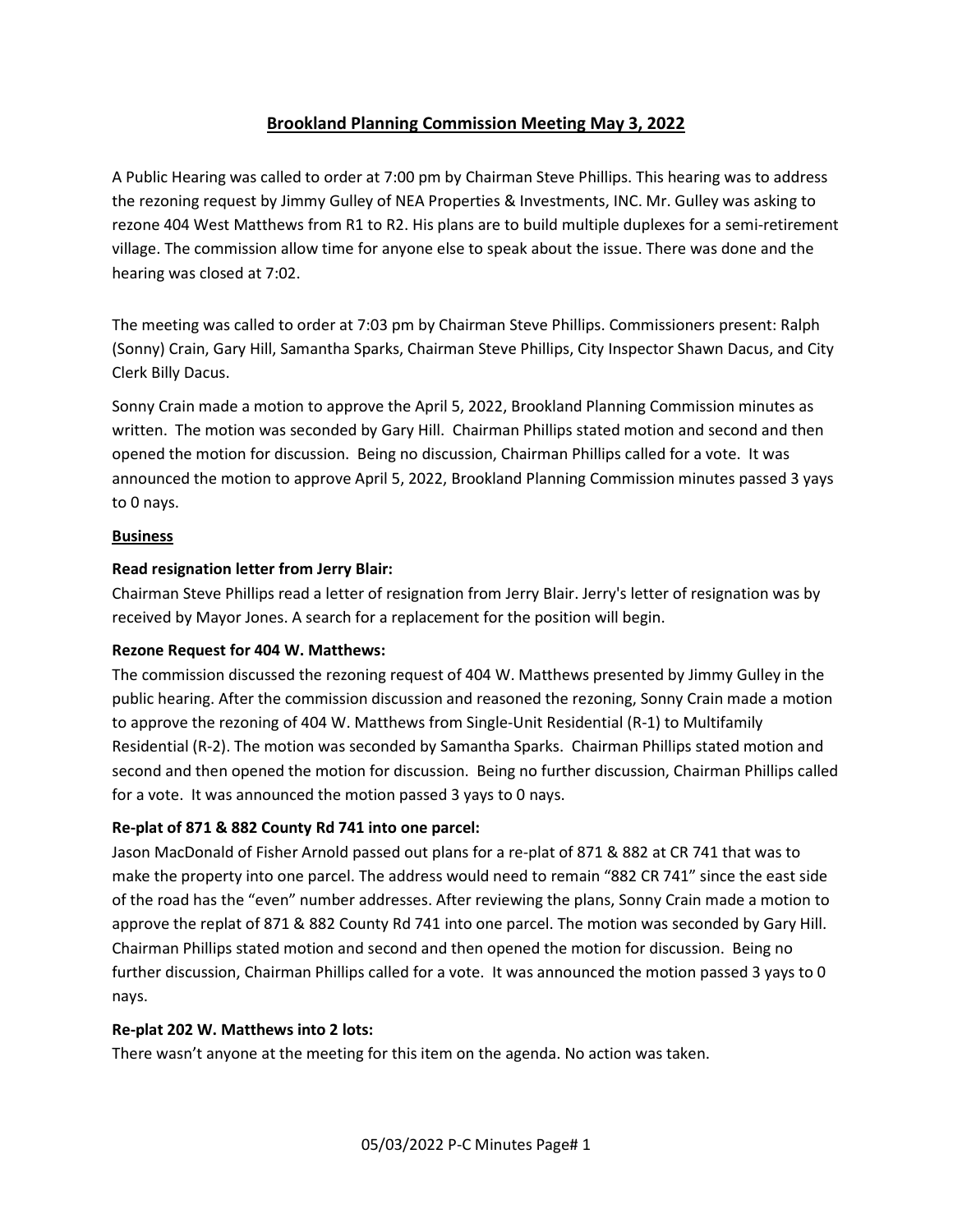# Brookland Planning Commission Meeting May 3, 2022

A Public Hearing was called to order at 7:00 pm by Chairman Steve Phillips. This hearing was to address the rezoning request by Jimmy Gulley of NEA Properties & Investments, INC. Mr. Gulley was asking to rezone 404 West Matthews from R1 to R2. His plans are to build multiple duplexes for a semi-retirement village. The commission allow time for anyone else to speak about the issue. There was done and the hearing was closed at 7:02.

The meeting was called to order at 7:03 pm by Chairman Steve Phillips. Commissioners present: Ralph (Sonny) Crain, Gary Hill, Samantha Sparks, Chairman Steve Phillips, City Inspector Shawn Dacus, and City Clerk Billy Dacus.

Sonny Crain made a motion to approve the April 5, 2022, Brookland Planning Commission minutes as written. The motion was seconded by Gary Hill. Chairman Phillips stated motion and second and then opened the motion for discussion. Being no discussion, Chairman Phillips called for a vote. It was announced the motion to approve April 5, 2022, Brookland Planning Commission minutes passed 3 yays to 0 nays.

## Business

### Read resignation letter from Jerry Blair:

Chairman Steve Phillips read a letter of resignation from Jerry Blair. Jerry's letter of resignation was by received by Mayor Jones. A search for a replacement for the position will begin.

### Rezone Request for 404 W. Matthews:

The commission discussed the rezoning request of 404 W. Matthews presented by Jimmy Gulley in the public hearing. After the commission discussion and reasoned the rezoning, Sonny Crain made a motion to approve the rezoning of 404 W. Matthews from Single-Unit Residential (R-1) to Multifamily Residential (R-2). The motion was seconded by Samantha Sparks. Chairman Phillips stated motion and second and then opened the motion for discussion. Being no further discussion, Chairman Phillips called for a vote. It was announced the motion passed 3 yays to 0 nays.

### Re-plat of 871 & 882 County Rd 741 into one parcel:

Jason MacDonald of Fisher Arnold passed out plans for a re-plat of 871 & 882 at CR 741 that was to make the property into one parcel. The address would need to remain "882 CR 741" since the east side of the road has the "even" number addresses. After reviewing the plans, Sonny Crain made a motion to approve the replat of 871 & 882 County Rd 741 into one parcel. The motion was seconded by Gary Hill. Chairman Phillips stated motion and second and then opened the motion for discussion. Being no further discussion, Chairman Phillips called for a vote. It was announced the motion passed 3 yays to 0 nays.

### Re-plat 202 W. Matthews into 2 lots:

There wasn't anyone at the meeting for this item on the agenda. No action was taken.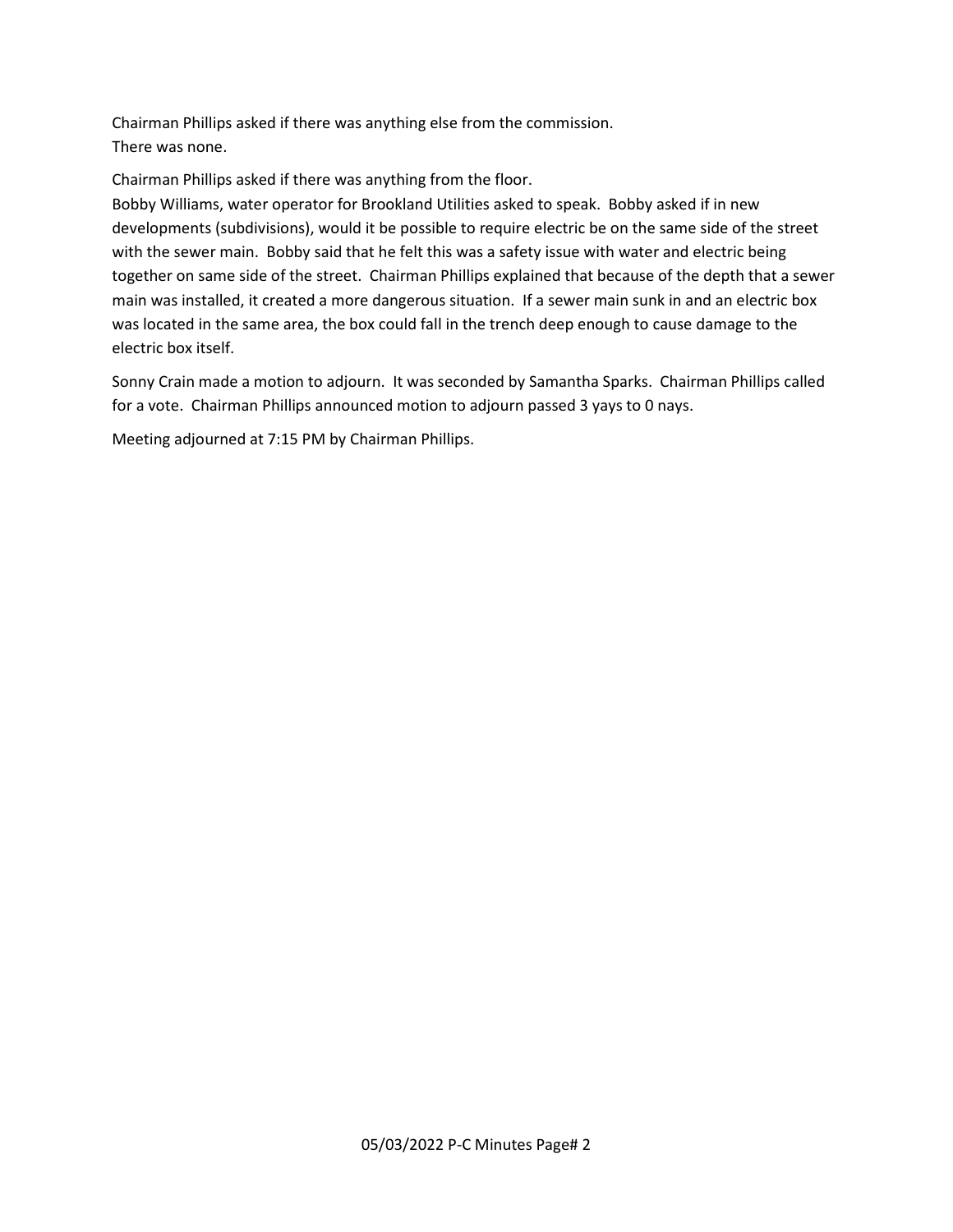Chairman Phillips asked if there was anything else from the commission.
There was none.

Chairman Phillips asked if there was anything from the floor.
Bobby Williams, water operator for Brookland Utilities asked to speak. Bobby asked if in new developments (subdivisions), would it be possible to require electric be on the same side of the street with the sewer main. Bobby said that he felt this was a safety issue with water and electric being together on same side of the street. Chairman Phillips explained that because of the depth that a sewer main was installed, it created a more dangerous situation. If a sewer main sunk in and an electric box was located in the same area, the box could fall in the trench deep enough to cause damage to the electric box itself.

Sonny Crain made a motion to adjourn. It was seconded by Samantha Sparks. Chairman Phillips called for a vote. Chairman Phillips announced motion to adjourn passed 3 yays to 0 nays.

Meeting adjourned at 7:15 PM by Chairman Phillips.